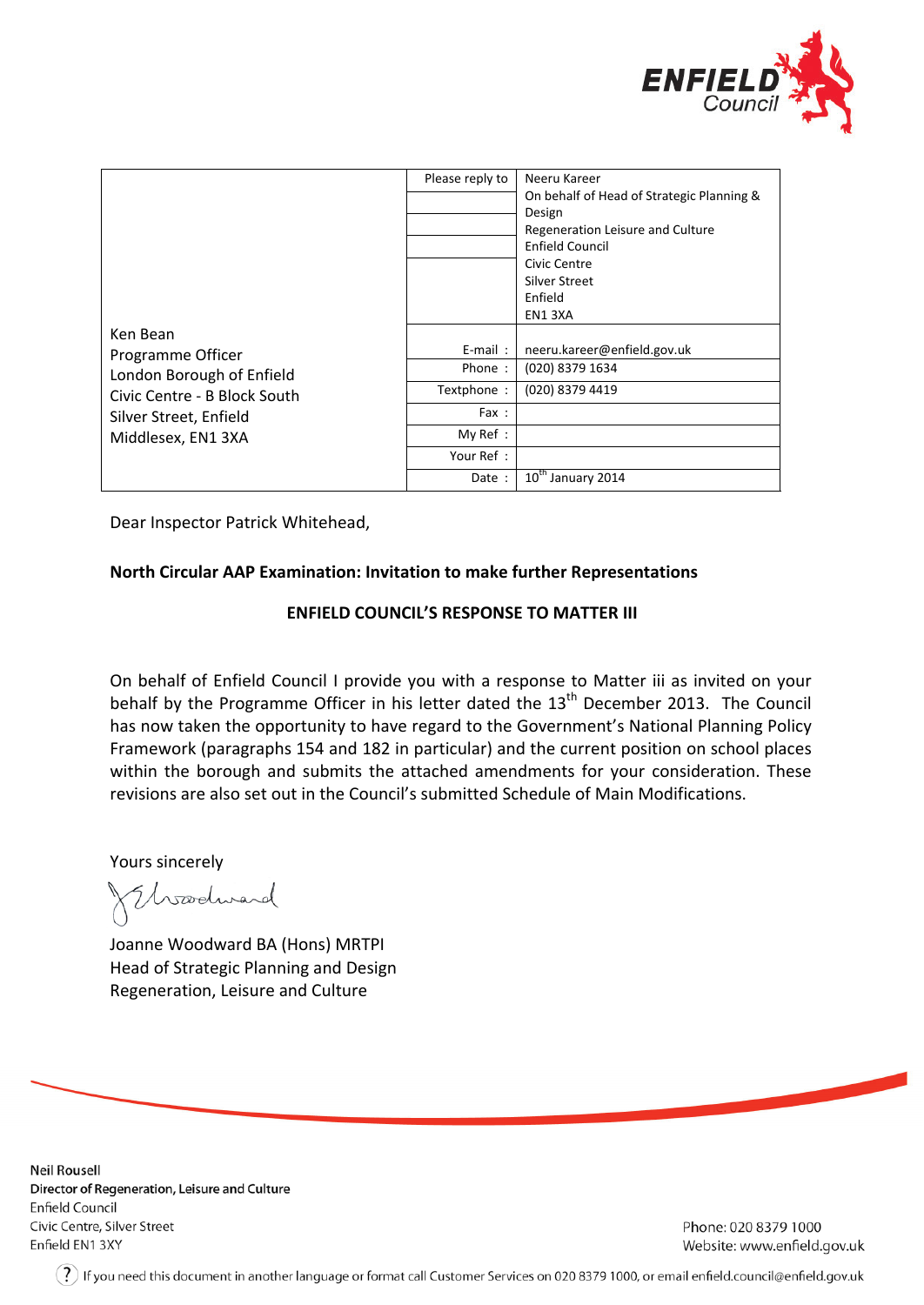ENFIELD Council

| Ken Bean<br>Programme Officer<br>London Borough of Enfield<br>Civic Centre - B Block South<br>Silver Street, Enfield<br>Middlesex, EN1 3XA | Please reply to | Neeru Kareer<br>On behalf of Head of Strategic Planning & Design<br>Regeneration Leisure and Culture<br>Enfield Council<br>Civic Centre<br>Silver Street<br>Enfield<br>EN1 3XA |
|---|---|---|
| | E-mail : | neeru.kareer@enfield.gov.uk |
| | Phone : | (020) 8379 1634 |
| | Textphone : | (020) 8379 4419 |
| | Fax : | |
| | My Ref : | |
| | Your Ref : | |
| | Date : | 10th January 2014 |

Dear Inspector Patrick Whitehead,

**North Circular AAP Examination: Invitation to make further Representations**

**ENFIELD COUNCIL'S RESPONSE TO MATTER III**

On behalf of Enfield Council I provide you with a response to Matter iii as invited on your behalf by the Programme Officer in his letter dated the 13th December 2013. The Council has now taken the opportunity to have regard to the Government's National Planning Policy Framework (paragraphs 154 and 182 in particular) and the current position on school places within the borough and submits the attached amendments for your consideration. These revisions are also set out in the Council's submitted Schedule of Main Modifications.

Yours sincerely

J Woodward

Joanne Woodward BA (Hons) MRTPI
Head of Strategic Planning and Design
Regeneration, Leisure and Culture

Neil Rousell
Director of Regeneration, Leisure and Culture
Enfield Council
Civic Centre, Silver Street
Enfield EN1 3XY

Phone: 020 8379 1000
Website: www.enfield.gov.uk

If you need this document in another language or format call Customer Services on 020 8379 1000, or email enfield.council@enfield.gov.uk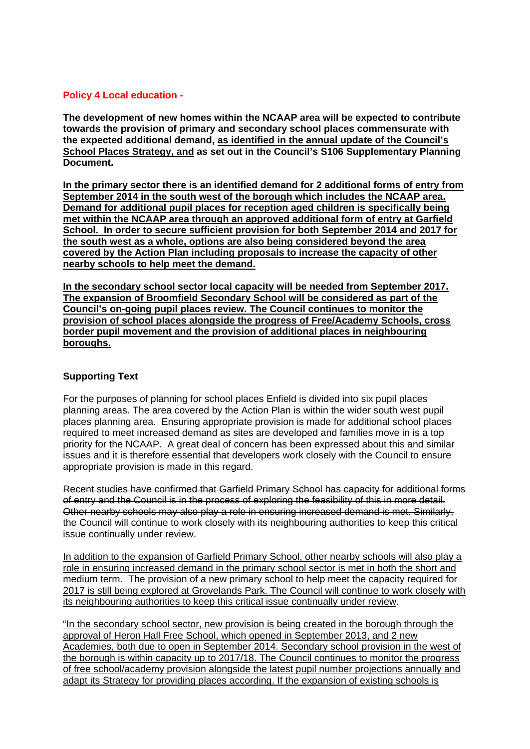**Policy 4 Local education -**

**The development of new homes within the NCAAP area will be expected to contribute towards the provision of primary and secondary school places commensurate with the expected additional demand, <u>as identified in the annual update of the Council's School Places Strategy, and</u> as set out in the Council's S106 Supplementary Planning Document.**

**<u>In the primary sector there is an identified demand for 2 additional forms of entry from September 2014 in the south west of the borough which includes the NCAAP area. Demand for additional pupil places for reception aged children is specifically being met within the NCAAP area through an approved additional form of entry at Garfield School. In order to secure sufficient provision for both September 2014 and 2017 for the south west as a whole, options are also being considered beyond the area covered by the Action Plan including proposals to increase the capacity of other nearby schools to help meet the demand.</u>**

**<u>In the secondary school sector local capacity will be needed from September 2017. The expansion of Broomfield Secondary School will be considered as part of the Council's on-going pupil places review. The Council continues to monitor the provision of school places alongside the progress of Free/Academy Schools, cross border pupil movement and the provision of additional places in neighbouring boroughs.</u>**

**Supporting Text**

For the purposes of planning for school places Enfield is divided into six pupil places planning areas. The area covered by the Action Plan is within the wider south west pupil places planning area. Ensuring appropriate provision is made for additional school places required to meet increased demand as sites are developed and families move in is a top priority for the NCAAP. A great deal of concern has been expressed about this and similar issues and it is therefore essential that developers work closely with the Council to ensure appropriate provision is made in this regard.

~~Recent studies have confirmed that Garfield Primary School has capacity for additional forms of entry and the Council is in the process of exploring the feasibility of this in more detail. Other nearby schools may also play a role in ensuring increased demand is met. Similarly, the Council will continue to work closely with its neighbouring authorities to keep this critical issue continually under review.~~

<u>In addition to the expansion of Garfield Primary School, other nearby schools will also play a role in ensuring increased demand in the primary school sector is met in both the short and medium term. The provision of a new primary school to help meet the capacity required for 2017 is still being explored at Grovelands Park. The Council will continue to work closely with its neighbouring authorities to keep this critical issue continually under review</u>.

<u>"In the secondary school sector, new provision is being created in the borough through the approval of Heron Hall Free School, which opened in September 2013, and 2 new Academies, both due to open in September 2014. Secondary school provision in the west of the borough is within capacity up to 2017/18. The Council continues to monitor the progress of free school/academy provision alongside the latest pupil number projections annually and adapt its Strategy for providing places according. If the expansion of existing schools is</u>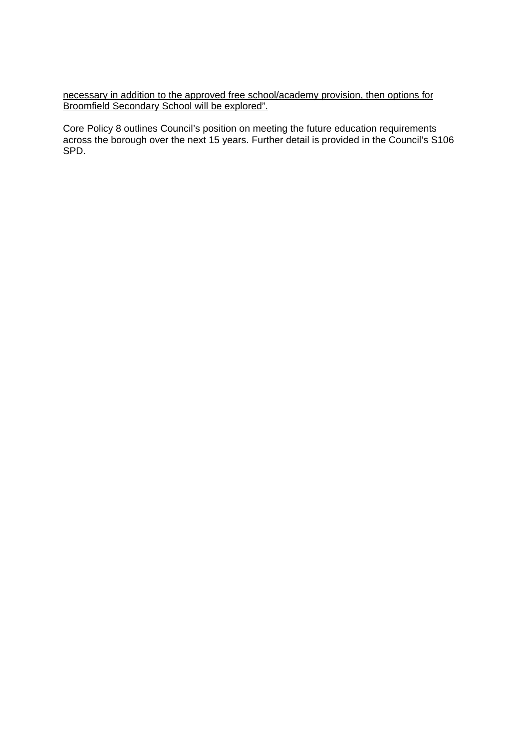<u>necessary in addition to the approved free school/academy provision, then options for Broomfield Secondary School will be explored".</u>

Core Policy 8 outlines Council's position on meeting the future education requirements across the borough over the next 15 years. Further detail is provided in the Council's S106 SPD.